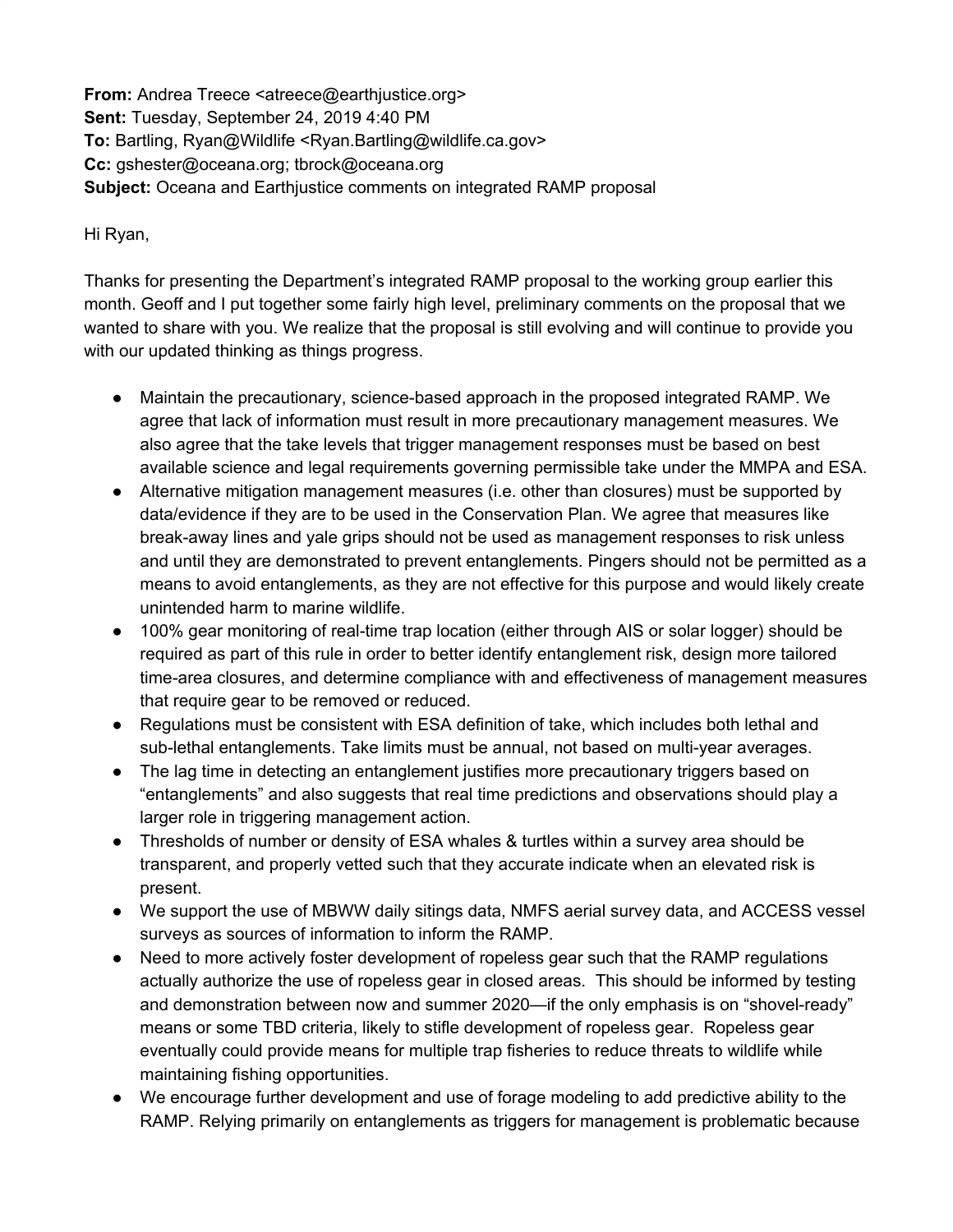**From:** Andrea Treece <atreece@earthjustice.org>
**Sent:** Tuesday, September 24, 2019 4:40 PM
**To:** Bartling, Ryan@Wildlife <Ryan.Bartling@wildlife.ca.gov>
**Cc:** gshester@oceana.org; tbrock@oceana.org
**Subject:** Oceana and Earthjustice comments on integrated RAMP proposal

Hi Ryan,

Thanks for presenting the Department's integrated RAMP proposal to the working group earlier this month. Geoff and I put together some fairly high level, preliminary comments on the proposal that we wanted to share with you. We realize that the proposal is still evolving and will continue to provide you with our updated thinking as things progress.

- Maintain the precautionary, science-based approach in the proposed integrated RAMP. We agree that lack of information must result in more precautionary management measures. We also agree that the take levels that trigger management responses must be based on best available science and legal requirements governing permissible take under the MMPA and ESA.
- Alternative mitigation management measures (i.e. other than closures) must be supported by data/evidence if they are to be used in the Conservation Plan. We agree that measures like break-away lines and yale grips should not be used as management responses to risk unless and until they are demonstrated to prevent entanglements. Pingers should not be permitted as a means to avoid entanglements, as they are not effective for this purpose and would likely create unintended harm to marine wildlife.
- 100% gear monitoring of real-time trap location (either through AIS or solar logger) should be required as part of this rule in order to better identify entanglement risk, design more tailored time-area closures, and determine compliance with and effectiveness of management measures that require gear to be removed or reduced.
- Regulations must be consistent with ESA definition of take, which includes both lethal and sub-lethal entanglements. Take limits must be annual, not based on multi-year averages.
- The lag time in detecting an entanglement justifies more precautionary triggers based on "entanglements" and also suggests that real time predictions and observations should play a larger role in triggering management action.
- Thresholds of number or density of ESA whales & turtles within a survey area should be transparent, and properly vetted such that they accurate indicate when an elevated risk is present.
- We support the use of MBWW daily sitings data, NMFS aerial survey data, and ACCESS vessel surveys as sources of information to inform the RAMP.
- Need to more actively foster development of ropeless gear such that the RAMP regulations actually authorize the use of ropeless gear in closed areas. This should be informed by testing and demonstration between now and summer 2020—if the only emphasis is on "shovel-ready" means or some TBD criteria, likely to stifle development of ropeless gear. Ropeless gear eventually could provide means for multiple trap fisheries to reduce threats to wildlife while maintaining fishing opportunities.
- We encourage further development and use of forage modeling to add predictive ability to the RAMP. Relying primarily on entanglements as triggers for management is problematic because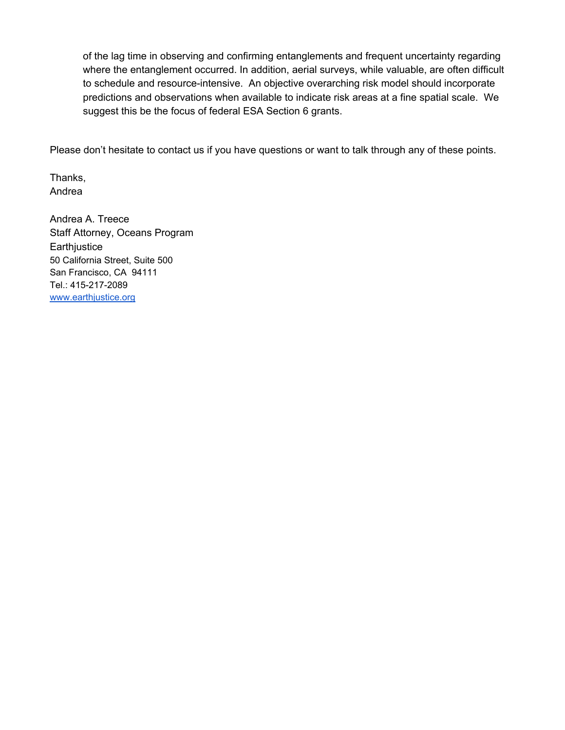of the lag time in observing and confirming entanglements and frequent uncertainty regarding where the entanglement occurred. In addition, aerial surveys, while valuable, are often difficult to schedule and resource-intensive. An objective overarching risk model should incorporate predictions and observations when available to indicate risk areas at a fine spatial scale. We suggest this be the focus of federal ESA Section 6 grants.

Please don't hesitate to contact us if you have questions or want to talk through any of these points.

Thanks,
Andrea

Andrea A. Treece
Staff Attorney, Oceans Program
Earthjustice
50 California Street, Suite 500
San Francisco, CA 94111
Tel.: 415-217-2089
[www.earthjustice.org](http://www.earthjustice.org)